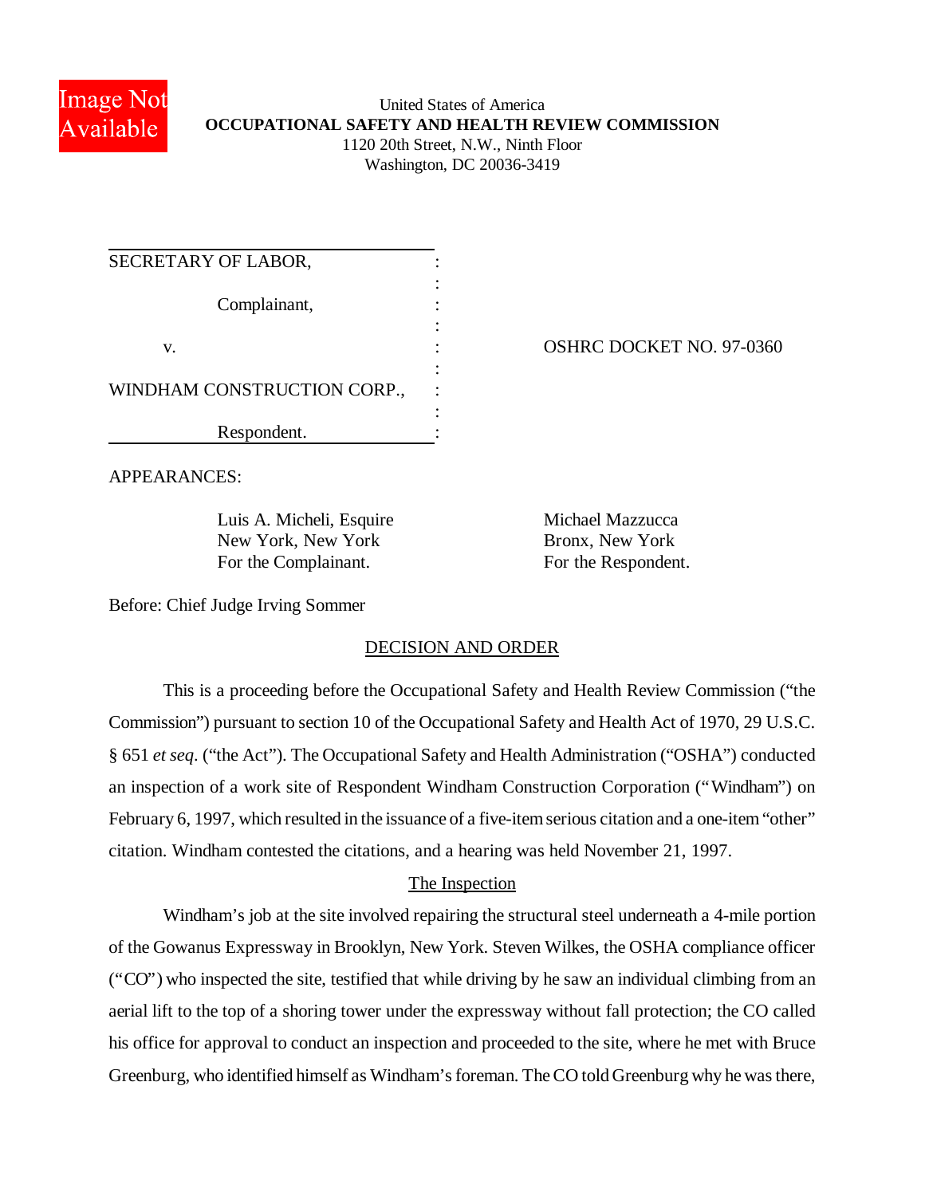United States of America
**OCCUPATIONAL SAFETY AND HEALTH REVIEW COMMISSION**
1120 20th Street, N.W., Ninth Floor
Washington, DC 20036-3419

| | |
|---|---|
| SECRETARY OF LABOR, Complainant, | |
| v. | OSHRC DOCKET NO. 97-0360 |
| WINDHAM CONSTRUCTION CORP., Respondent. | |

APPEARANCES:

Luis A. Micheli, Esquire
New York, New York
For the Complainant.

Michael Mazzucca
Bronx, New York
For the Respondent.

Before: Chief Judge Irving Sommer

## DECISION AND ORDER

This is a proceeding before the Occupational Safety and Health Review Commission ("the Commission") pursuant to section 10 of the Occupational Safety and Health Act of 1970, 29 U.S.C. § 651 *et seq*. ("the Act"). The Occupational Safety and Health Administration ("OSHA") conducted an inspection of a work site of Respondent Windham Construction Corporation ("Windham") on February 6, 1997, which resulted in the issuance of a five-item serious citation and a one-item "other" citation. Windham contested the citations, and a hearing was held November 21, 1997.

### The Inspection

Windham's job at the site involved repairing the structural steel underneath a 4-mile portion of the Gowanus Expressway in Brooklyn, New York. Steven Wilkes, the OSHA compliance officer ("CO") who inspected the site, testified that while driving by he saw an individual climbing from an aerial lift to the top of a shoring tower under the expressway without fall protection; the CO called his office for approval to conduct an inspection and proceeded to the site, where he met with Bruce Greenburg, who identified himself as Windham's foreman. The CO told Greenburg why he was there,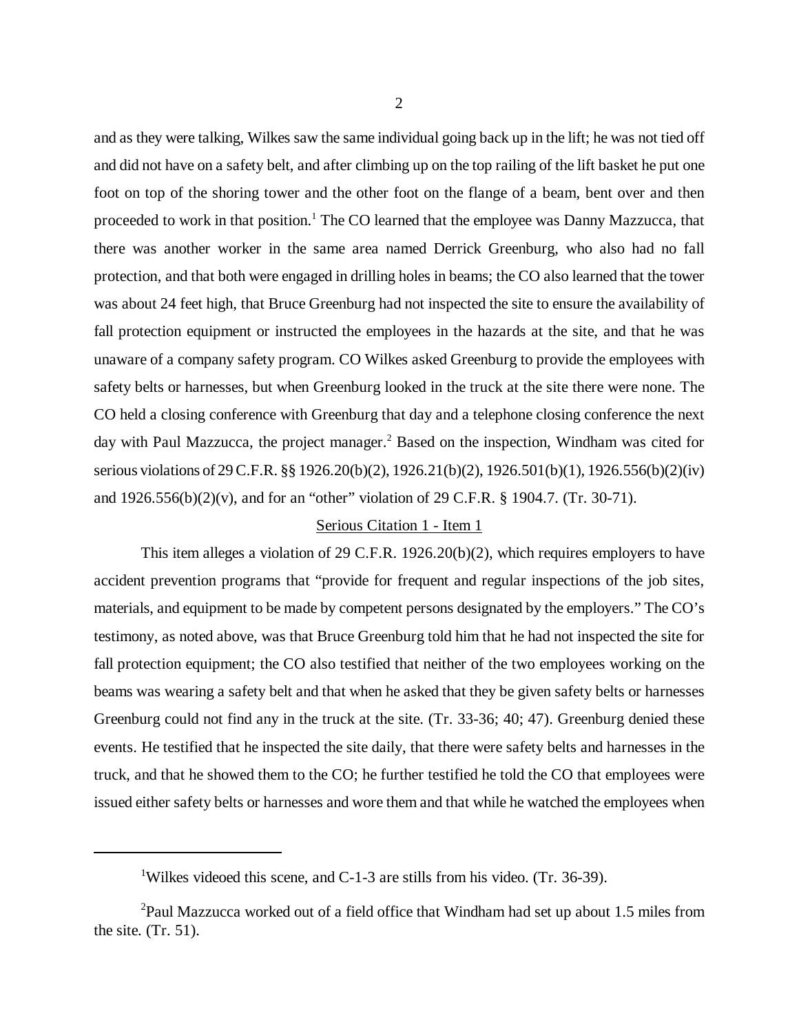and as they were talking, Wilkes saw the same individual going back up in the lift; he was not tied off and did not have on a safety belt, and after climbing up on the top railing of the lift basket he put one foot on top of the shoring tower and the other foot on the flange of a beam, bent over and then proceeded to work in that position.[1] The CO learned that the employee was Danny Mazzucca, that there was another worker in the same area named Derrick Greenburg, who also had no fall protection, and that both were engaged in drilling holes in beams; the CO also learned that the tower was about 24 feet high, that Bruce Greenburg had not inspected the site to ensure the availability of fall protection equipment or instructed the employees in the hazards at the site, and that he was unaware of a company safety program. CO Wilkes asked Greenburg to provide the employees with safety belts or harnesses, but when Greenburg looked in the truck at the site there were none. The CO held a closing conference with Greenburg that day and a telephone closing conference the next day with Paul Mazzucca, the project manager.[2] Based on the inspection, Windham was cited for serious violations of 29 C.F.R. §§ 1926.20(b)(2), 1926.21(b)(2), 1926.501(b)(1), 1926.556(b)(2)(iv) and 1926.556(b)(2)(v), and for an "other" violation of 29 C.F.R. § 1904.7. (Tr. 30-71).

<u>Serious Citation 1 - Item 1</u>

This item alleges a violation of 29 C.F.R. 1926.20(b)(2), which requires employers to have accident prevention programs that "provide for frequent and regular inspections of the job sites, materials, and equipment to be made by competent persons designated by the employers." The CO's testimony, as noted above, was that Bruce Greenburg told him that he had not inspected the site for fall protection equipment; the CO also testified that neither of the two employees working on the beams was wearing a safety belt and that when he asked that they be given safety belts or harnesses Greenburg could not find any in the truck at the site. (Tr. 33-36; 40; 47). Greenburg denied these events. He testified that he inspected the site daily, that there were safety belts and harnesses in the truck, and that he showed them to the CO; he further testified he told the CO that employees were issued either safety belts or harnesses and wore them and that while he watched the employees when

---

[1] Wilkes videoed this scene, and C-1-3 are stills from his video. (Tr. 36-39).

[2] Paul Mazzucca worked out of a field office that Windham had set up about 1.5 miles from the site. (Tr. 51).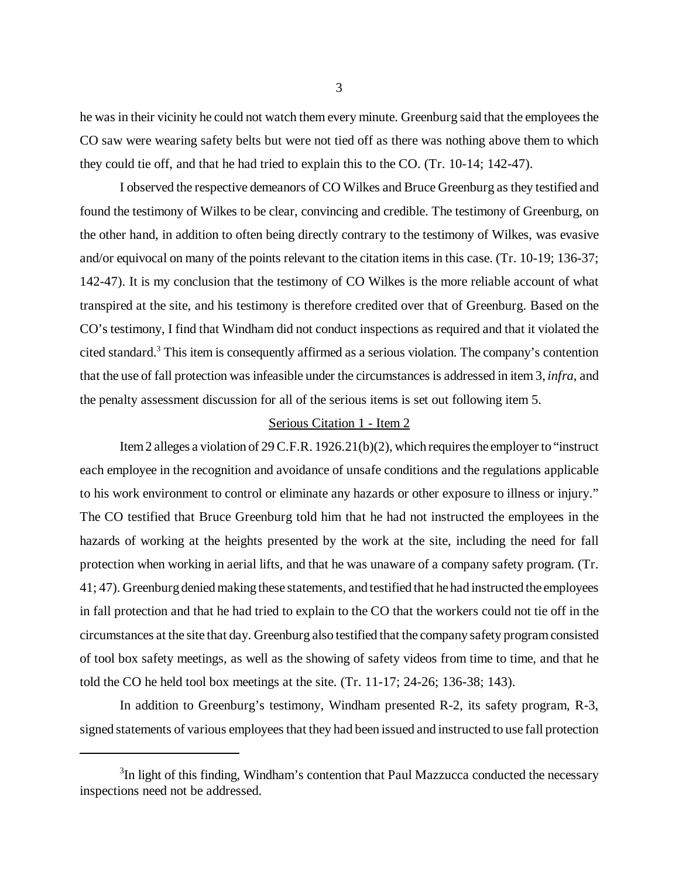he was in their vicinity he could not watch them every minute. Greenburg said that the employees the CO saw were wearing safety belts but were not tied off as there was nothing above them to which they could tie off, and that he had tried to explain this to the CO. (Tr. 10-14; 142-47).

I observed the respective demeanors of CO Wilkes and Bruce Greenburg as they testified and found the testimony of Wilkes to be clear, convincing and credible. The testimony of Greenburg, on the other hand, in addition to often being directly contrary to the testimony of Wilkes, was evasive and/or equivocal on many of the points relevant to the citation items in this case. (Tr. 10-19; 136-37; 142-47). It is my conclusion that the testimony of CO Wilkes is the more reliable account of what transpired at the site, and his testimony is therefore credited over that of Greenburg. Based on the CO's testimony, I find that Windham did not conduct inspections as required and that it violated the cited standard.[3] This item is consequently affirmed as a serious violation. The company's contention that the use of fall protection was infeasible under the circumstances is addressed in item 3, *infra*, and the penalty assessment discussion for all of the serious items is set out following item 5.

<u>Serious Citation 1 - Item 2</u>

Item 2 alleges a violation of 29 C.F.R. 1926.21(b)(2), which requires the employer to "instruct each employee in the recognition and avoidance of unsafe conditions and the regulations applicable to his work environment to control or eliminate any hazards or other exposure to illness or injury." The CO testified that Bruce Greenburg told him that he had not instructed the employees in the hazards of working at the heights presented by the work at the site, including the need for fall protection when working in aerial lifts, and that he was unaware of a company safety program. (Tr. 41; 47). Greenburg denied making these statements, and testified that he had instructed the employees in fall protection and that he had tried to explain to the CO that the workers could not tie off in the circumstances at the site that day. Greenburg also testified that the company safety program consisted of tool box safety meetings, as well as the showing of safety videos from time to time, and that he told the CO he held tool box meetings at the site. (Tr. 11-17; 24-26; 136-38; 143).

In addition to Greenburg's testimony, Windham presented R-2, its safety program, R-3, signed statements of various employees that they had been issued and instructed to use fall protection

[3] In light of this finding, Windham's contention that Paul Mazzucca conducted the necessary inspections need not be addressed.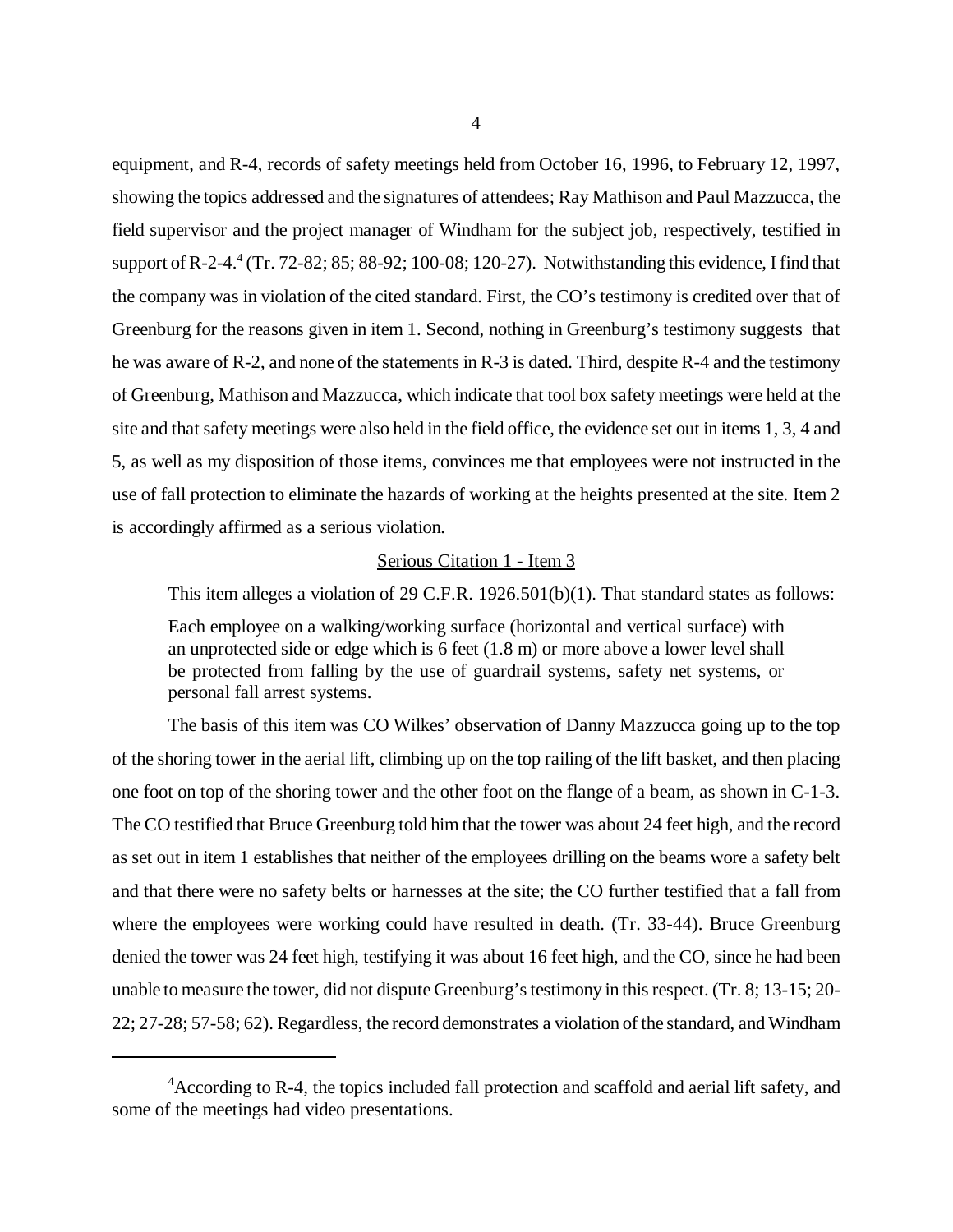equipment, and R-4, records of safety meetings held from October 16, 1996, to February 12, 1997, showing the topics addressed and the signatures of attendees; Ray Mathison and Paul Mazzucca, the field supervisor and the project manager of Windham for the subject job, respectively, testified in support of R-2-4.[4] (Tr. 72-82; 85; 88-92; 100-08; 120-27). Notwithstanding this evidence, I find that the company was in violation of the cited standard. First, the CO's testimony is credited over that of Greenburg for the reasons given in item 1. Second, nothing in Greenburg's testimony suggests that he was aware of R-2, and none of the statements in R-3 is dated. Third, despite R-4 and the testimony of Greenburg, Mathison and Mazzucca, which indicate that tool box safety meetings were held at the site and that safety meetings were also held in the field office, the evidence set out in items 1, 3, 4 and 5, as well as my disposition of those items, convinces me that employees were not instructed in the use of fall protection to eliminate the hazards of working at the heights presented at the site. Item 2 is accordingly affirmed as a serious violation.

<u>Serious Citation 1 - Item 3</u>

This item alleges a violation of 29 C.F.R. 1926.501(b)(1). That standard states as follows:

> Each employee on a walking/working surface (horizontal and vertical surface) with an unprotected side or edge which is 6 feet (1.8 m) or more above a lower level shall be protected from falling by the use of guardrail systems, safety net systems, or personal fall arrest systems.

The basis of this item was CO Wilkes' observation of Danny Mazzucca going up to the top of the shoring tower in the aerial lift, climbing up on the top railing of the lift basket, and then placing one foot on top of the shoring tower and the other foot on the flange of a beam, as shown in C-1-3. The CO testified that Bruce Greenburg told him that the tower was about 24 feet high, and the record as set out in item 1 establishes that neither of the employees drilling on the beams wore a safety belt and that there were no safety belts or harnesses at the site; the CO further testified that a fall from where the employees were working could have resulted in death. (Tr. 33-44). Bruce Greenburg denied the tower was 24 feet high, testifying it was about 16 feet high, and the CO, since he had been unable to measure the tower, did not dispute Greenburg's testimony in this respect. (Tr. 8; 13-15; 20-22; 27-28; 57-58; 62). Regardless, the record demonstrates a violation of the standard, and Windham

---

[4] According to R-4, the topics included fall protection and scaffold and aerial lift safety, and some of the meetings had video presentations.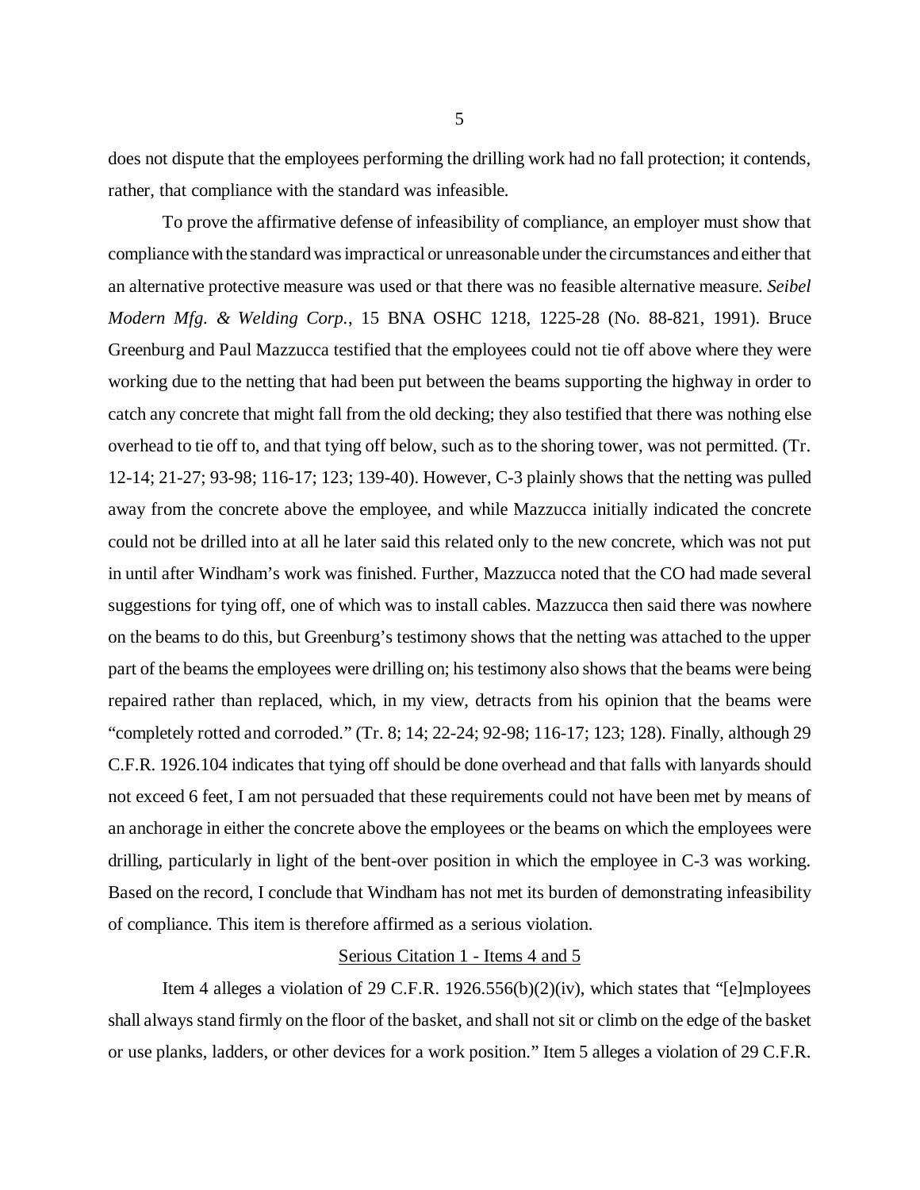does not dispute that the employees performing the drilling work had no fall protection; it contends, rather, that compliance with the standard was infeasible.

To prove the affirmative defense of infeasibility of compliance, an employer must show that compliance with the standard was impractical or unreasonable under the circumstances and either that an alternative protective measure was used or that there was no feasible alternative measure. *Seibel Modern Mfg. & Welding Corp.*, 15 BNA OSHC 1218, 1225-28 (No. 88-821, 1991). Bruce Greenburg and Paul Mazzucca testified that the employees could not tie off above where they were working due to the netting that had been put between the beams supporting the highway in order to catch any concrete that might fall from the old decking; they also testified that there was nothing else overhead to tie off to, and that tying off below, such as to the shoring tower, was not permitted. (Tr. 12-14; 21-27; 93-98; 116-17; 123; 139-40). However, C-3 plainly shows that the netting was pulled away from the concrete above the employee, and while Mazzucca initially indicated the concrete could not be drilled into at all he later said this related only to the new concrete, which was not put in until after Windham's work was finished. Further, Mazzucca noted that the CO had made several suggestions for tying off, one of which was to install cables. Mazzucca then said there was nowhere on the beams to do this, but Greenburg's testimony shows that the netting was attached to the upper part of the beams the employees were drilling on; his testimony also shows that the beams were being repaired rather than replaced, which, in my view, detracts from his opinion that the beams were "completely rotted and corroded." (Tr. 8; 14; 22-24; 92-98; 116-17; 123; 128). Finally, although 29 C.F.R. 1926.104 indicates that tying off should be done overhead and that falls with lanyards should not exceed 6 feet, I am not persuaded that these requirements could not have been met by means of an anchorage in either the concrete above the employees or the beams on which the employees were drilling, particularly in light of the bent-over position in which the employee in C-3 was working. Based on the record, I conclude that Windham has not met its burden of demonstrating infeasibility of compliance. This item is therefore affirmed as a serious violation.

## Serious Citation 1 - Items 4 and 5

Item 4 alleges a violation of 29 C.F.R. 1926.556(b)(2)(iv), which states that "[e]mployees shall always stand firmly on the floor of the basket, and shall not sit or climb on the edge of the basket or use planks, ladders, or other devices for a work position." Item 5 alleges a violation of 29 C.F.R.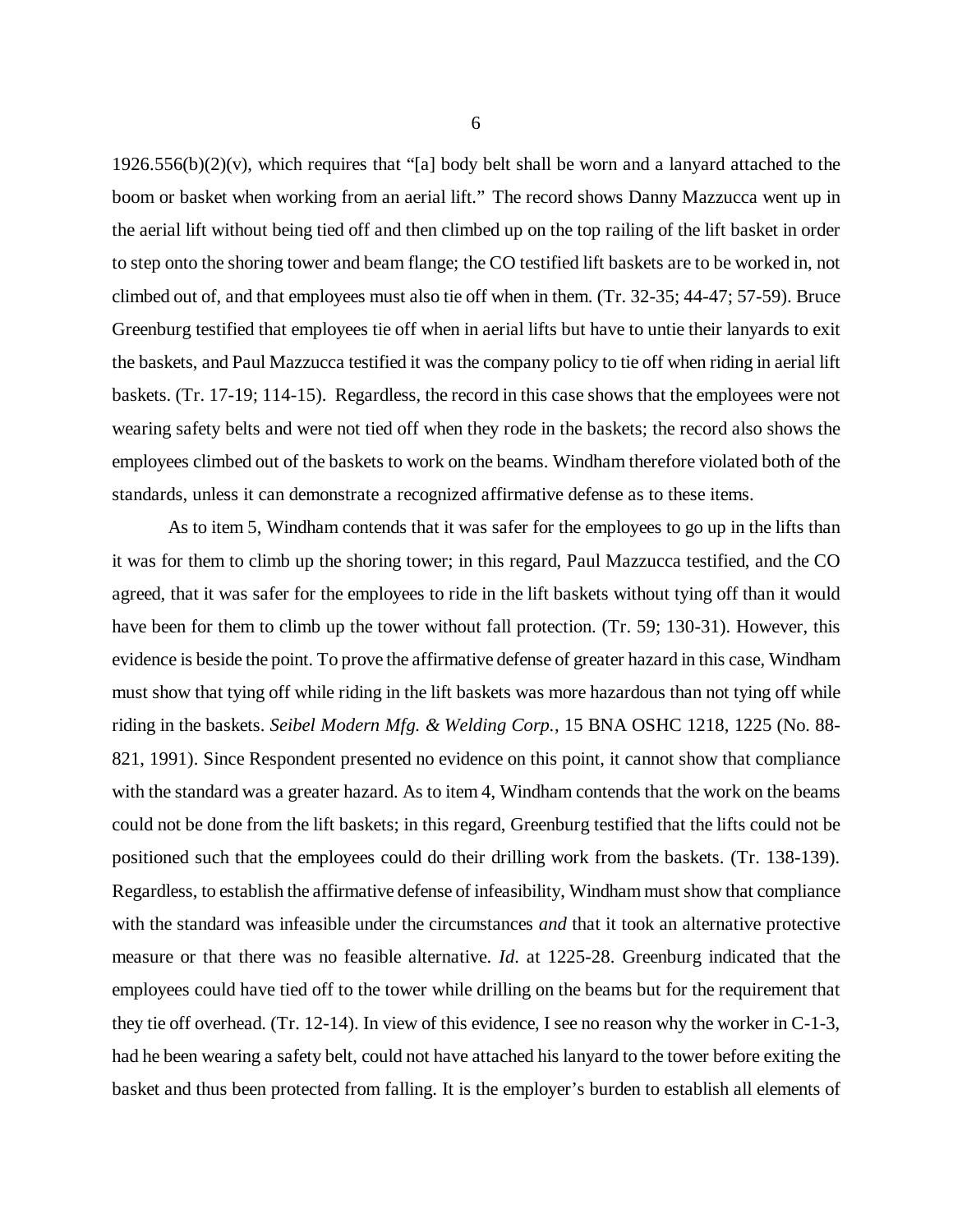1926.556(b)(2)(v), which requires that "[a] body belt shall be worn and a lanyard attached to the boom or basket when working from an aerial lift." The record shows Danny Mazzucca went up in the aerial lift without being tied off and then climbed up on the top railing of the lift basket in order to step onto the shoring tower and beam flange; the CO testified lift baskets are to be worked in, not climbed out of, and that employees must also tie off when in them. (Tr. 32-35; 44-47; 57-59). Bruce Greenburg testified that employees tie off when in aerial lifts but have to untie their lanyards to exit the baskets, and Paul Mazzucca testified it was the company policy to tie off when riding in aerial lift baskets. (Tr. 17-19; 114-15). Regardless, the record in this case shows that the employees were not wearing safety belts and were not tied off when they rode in the baskets; the record also shows the employees climbed out of the baskets to work on the beams. Windham therefore violated both of the standards, unless it can demonstrate a recognized affirmative defense as to these items.

As to item 5, Windham contends that it was safer for the employees to go up in the lifts than it was for them to climb up the shoring tower; in this regard, Paul Mazzucca testified, and the CO agreed, that it was safer for the employees to ride in the lift baskets without tying off than it would have been for them to climb up the tower without fall protection. (Tr. 59; 130-31). However, this evidence is beside the point. To prove the affirmative defense of greater hazard in this case, Windham must show that tying off while riding in the lift baskets was more hazardous than not tying off while riding in the baskets. *Seibel Modern Mfg. & Welding Corp.*, 15 BNA OSHC 1218, 1225 (No. 88-821, 1991). Since Respondent presented no evidence on this point, it cannot show that compliance with the standard was a greater hazard. As to item 4, Windham contends that the work on the beams could not be done from the lift baskets; in this regard, Greenburg testified that the lifts could not be positioned such that the employees could do their drilling work from the baskets. (Tr. 138-139). Regardless, to establish the affirmative defense of infeasibility, Windham must show that compliance with the standard was infeasible under the circumstances *and* that it took an alternative protective measure or that there was no feasible alternative. *Id*. at 1225-28. Greenburg indicated that the employees could have tied off to the tower while drilling on the beams but for the requirement that they tie off overhead. (Tr. 12-14). In view of this evidence, I see no reason why the worker in C-1-3, had he been wearing a safety belt, could not have attached his lanyard to the tower before exiting the basket and thus been protected from falling. It is the employer's burden to establish all elements of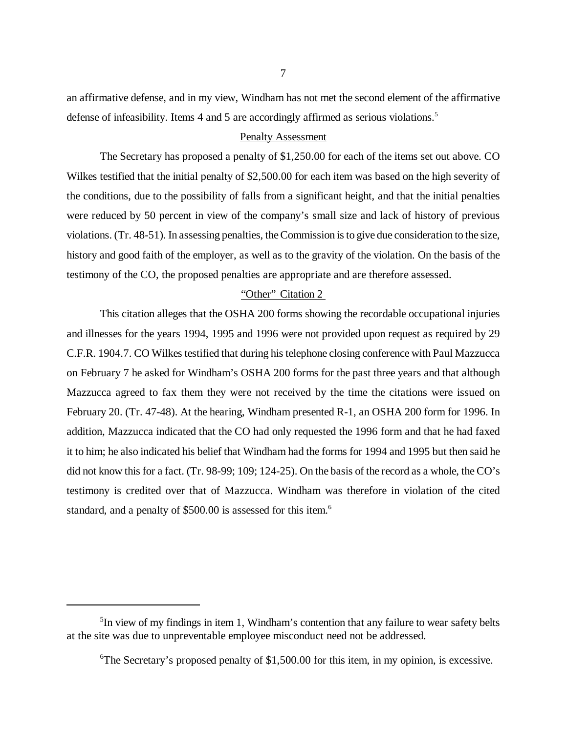an affirmative defense, and in my view, Windham has not met the second element of the affirmative defense of infeasibility. Items 4 and 5 are accordingly affirmed as serious violations.[5]

## Penalty Assessment

The Secretary has proposed a penalty of $1,250.00 for each of the items set out above. CO Wilkes testified that the initial penalty of $2,500.00 for each item was based on the high severity of the conditions, due to the possibility of falls from a significant height, and that the initial penalties were reduced by 50 percent in view of the company's small size and lack of history of previous violations. (Tr. 48-51). In assessing penalties, the Commission is to give due consideration to the size, history and good faith of the employer, as well as to the gravity of the violation. On the basis of the testimony of the CO, the proposed penalties are appropriate and are therefore assessed.

## "Other" Citation 2

This citation alleges that the OSHA 200 forms showing the recordable occupational injuries and illnesses for the years 1994, 1995 and 1996 were not provided upon request as required by 29 C.F.R. 1904.7. CO Wilkes testified that during his telephone closing conference with Paul Mazzucca on February 7 he asked for Windham's OSHA 200 forms for the past three years and that although Mazzucca agreed to fax them they were not received by the time the citations were issued on February 20. (Tr. 47-48). At the hearing, Windham presented R-1, an OSHA 200 form for 1996. In addition, Mazzucca indicated that the CO had only requested the 1996 form and that he had faxed it to him; he also indicated his belief that Windham had the forms for 1994 and 1995 but then said he did not know this for a fact. (Tr. 98-99; 109; 124-25). On the basis of the record as a whole, the CO's testimony is credited over that of Mazzucca. Windham was therefore in violation of the cited standard, and a penalty of $500.00 is assessed for this item.[6]

---

[5] In view of my findings in item 1, Windham's contention that any failure to wear safety belts at the site was due to unpreventable employee misconduct need not be addressed.

[6] The Secretary's proposed penalty of $1,500.00 for this item, in my opinion, is excessive.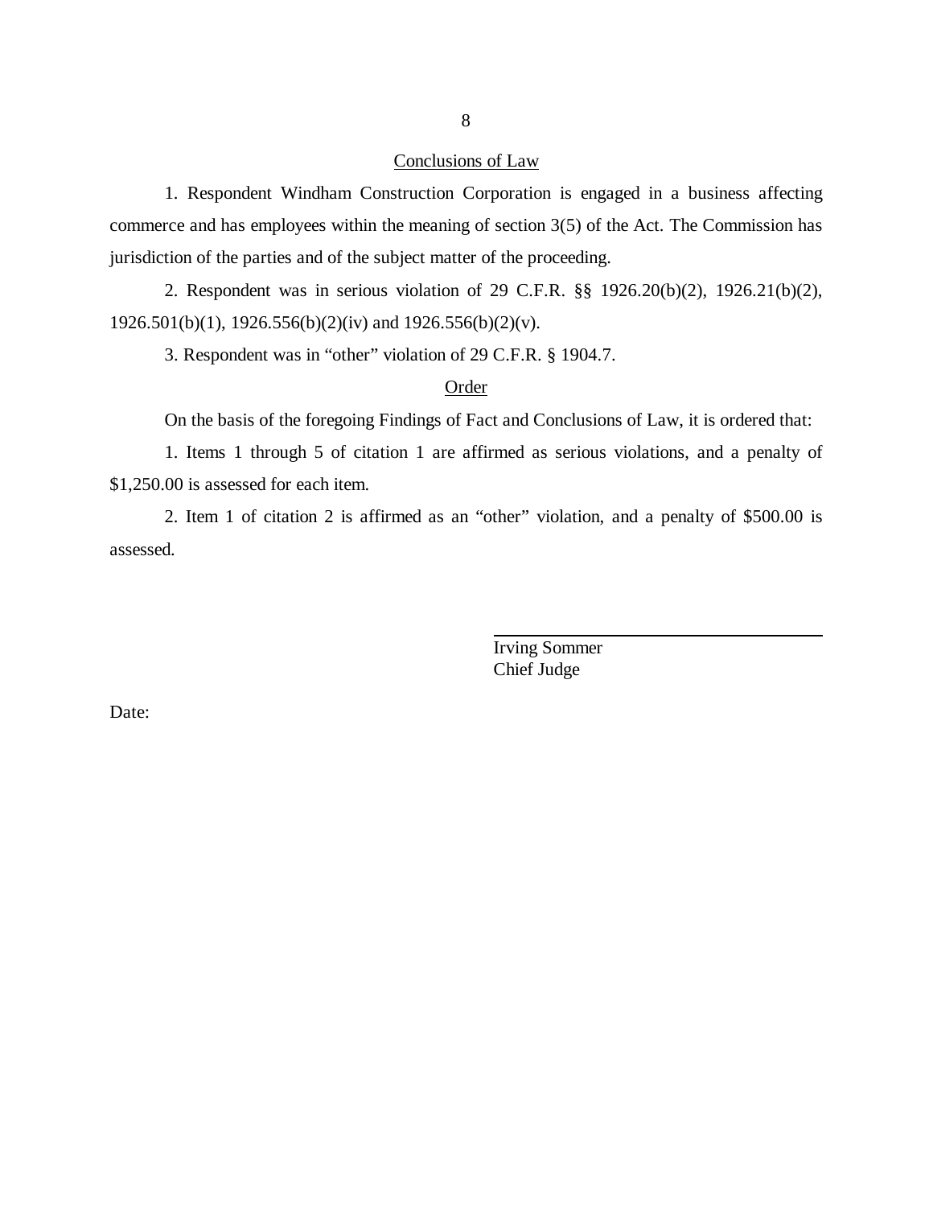## Conclusions of Law

1. Respondent Windham Construction Corporation is engaged in a business affecting commerce and has employees within the meaning of section 3(5) of the Act. The Commission has jurisdiction of the parties and of the subject matter of the proceeding.

2. Respondent was in serious violation of 29 C.F.R. §§ 1926.20(b)(2), 1926.21(b)(2), 1926.501(b)(1), 1926.556(b)(2)(iv) and 1926.556(b)(2)(v).

3. Respondent was in "other" violation of 29 C.F.R. § 1904.7.

## Order

On the basis of the foregoing Findings of Fact and Conclusions of Law, it is ordered that:

1. Items 1 through 5 of citation 1 are affirmed as serious violations, and a penalty of $1,250.00 is assessed for each item.

2. Item 1 of citation 2 is affirmed as an "other" violation, and a penalty of $500.00 is assessed.

Irving Sommer
Chief Judge

Date: